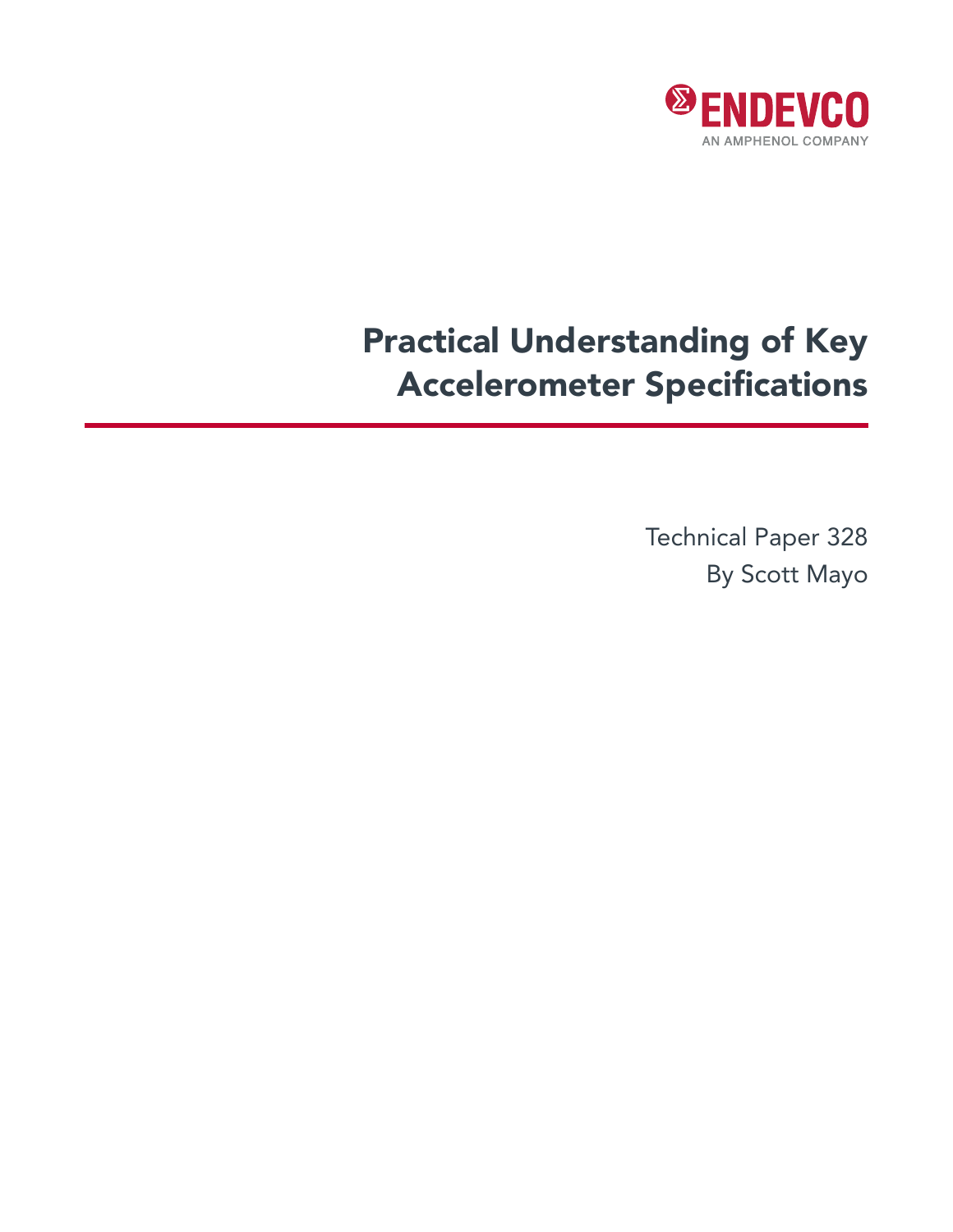ENDEVCO

AN AMPHENOL COMPANY

# Practical Understanding of Key Accelerometer Specifications

Technical Paper 328

By Scott Mayo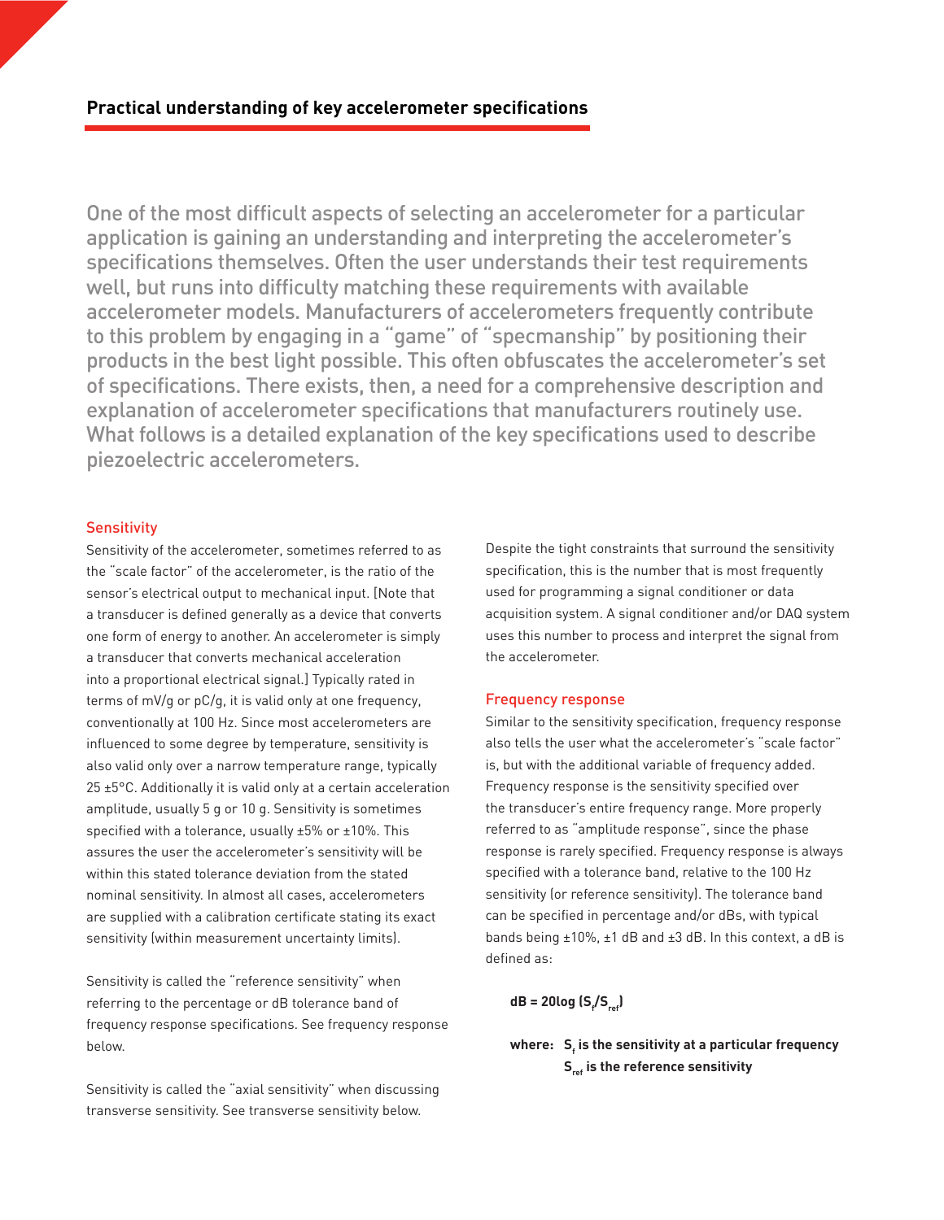## Practical understanding of key accelerometer specifications

One of the most difficult aspects of selecting an accelerometer for a particular application is gaining an understanding and interpreting the accelerometer's specifications themselves. Often the user understands their test requirements well, but runs into difficulty matching these requirements with available accelerometer models. Manufacturers of accelerometers frequently contribute to this problem by engaging in a "game" of "specmanship" by positioning their products in the best light possible. This often obfuscates the accelerometer's set of specifications. There exists, then, a need for a comprehensive description and explanation of accelerometer specifications that manufacturers routinely use. What follows is a detailed explanation of the key specifications used to describe piezoelectric accelerometers.

### Sensitivity

Sensitivity of the accelerometer, sometimes referred to as the "scale factor" of the accelerometer, is the ratio of the sensor's electrical output to mechanical input. [Note that a transducer is defined generally as a device that converts one form of energy to another. An accelerometer is simply a transducer that converts mechanical acceleration into a proportional electrical signal.] Typically rated in terms of mV/g or pC/g, it is valid only at one frequency, conventionally at 100 Hz. Since most accelerometers are influenced to some degree by temperature, sensitivity is also valid only over a narrow temperature range, typically 25 ±5°C. Additionally it is valid only at a certain acceleration amplitude, usually 5 g or 10 g. Sensitivity is sometimes specified with a tolerance, usually ±5% or ±10%. This assures the user the accelerometer's sensitivity will be within this stated tolerance deviation from the stated nominal sensitivity. In almost all cases, accelerometers are supplied with a calibration certificate stating its exact sensitivity (within measurement uncertainty limits).

Sensitivity is called the "reference sensitivity" when referring to the percentage or dB tolerance band of frequency response specifications. See frequency response below.

Sensitivity is called the "axial sensitivity" when discussing transverse sensitivity. See transverse sensitivity below.

Despite the tight constraints that surround the sensitivity specification, this is the number that is most frequently used for programming a signal conditioner or data acquisition system. A signal conditioner and/or DAQ system uses this number to process and interpret the signal from the accelerometer.

### Frequency response

Similar to the sensitivity specification, frequency response also tells the user what the accelerometer's "scale factor" is, but with the additional variable of frequency added. Frequency response is the sensitivity specified over the transducer's entire frequency range. More properly referred to as "amplitude response", since the phase response is rarely specified. Frequency response is always specified with a tolerance band, relative to the 100 Hz sensitivity (or reference sensitivity). The tolerance band can be specified in percentage and/or dBs, with typical bands being ±10%, ±1 dB and ±3 dB. In this context, a dB is defined as:

$$\mathbf{dB = 20\log (S_f/S_{ref})}$$

**where: $S_f$ is the sensitivity at a particular frequency**
**$S_{ref}$ is the reference sensitivity**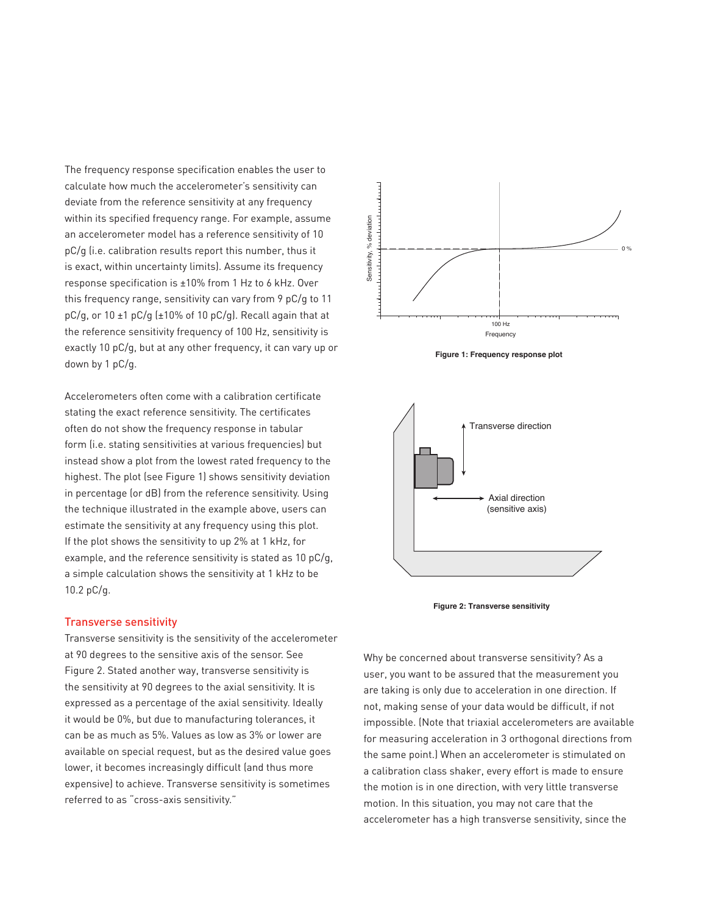The frequency response specification enables the user to calculate how much the accelerometer's sensitivity can deviate from the reference sensitivity at any frequency within its specified frequency range. For example, assume an accelerometer model has a reference sensitivity of 10 pC/g (i.e. calibration results report this number, thus it is exact, within uncertainty limits). Assume its frequency response specification is ±10% from 1 Hz to 6 kHz. Over this frequency range, sensitivity can vary from 9 pC/g to 11 pC/g, or 10 ±1 pC/g (±10% of 10 pC/g). Recall again that at the reference sensitivity frequency of 100 Hz, sensitivity is exactly 10 pC/g, but at any other frequency, it can vary up or down by 1 pC/g.

Accelerometers often come with a calibration certificate stating the exact reference sensitivity. The certificates often do not show the frequency response in tabular form (i.e. stating sensitivities at various frequencies) but instead show a plot from the lowest rated frequency to the highest. The plot (see Figure 1) shows sensitivity deviation in percentage (or dB) from the reference sensitivity. Using the technique illustrated in the example above, users can estimate the sensitivity at any frequency using this plot. If the plot shows the sensitivity to up 2% at 1 kHz, for example, and the reference sensitivity is stated as 10 pC/g, a simple calculation shows the sensitivity at 1 kHz to be 10.2 pC/g.

**Figure 1: Frequency response plot**

## Transverse sensitivity

Transverse sensitivity is the sensitivity of the accelerometer at 90 degrees to the sensitive axis of the sensor. See Figure 2. Stated another way, transverse sensitivity is the sensitivity at 90 degrees to the axial sensitivity. It is expressed as a percentage of the axial sensitivity. Ideally it would be 0%, but due to manufacturing tolerances, it can be as much as 5%. Values as low as 3% or lower are available on special request, but as the desired value goes lower, it becomes increasingly difficult (and thus more expensive) to achieve. Transverse sensitivity is sometimes referred to as "cross-axis sensitivity."

**Figure 2: Transverse sensitivity**

Why be concerned about transverse sensitivity? As a user, you want to be assured that the measurement you are taking is only due to acceleration in one direction. If not, making sense of your data would be difficult, if not impossible. (Note that triaxial accelerometers are available for measuring acceleration in 3 orthogonal directions from the same point.) When an accelerometer is stimulated on a calibration class shaker, every effort is made to ensure the motion is in one direction, with very little transverse motion. In this situation, you may not care that the accelerometer has a high transverse sensitivity, since the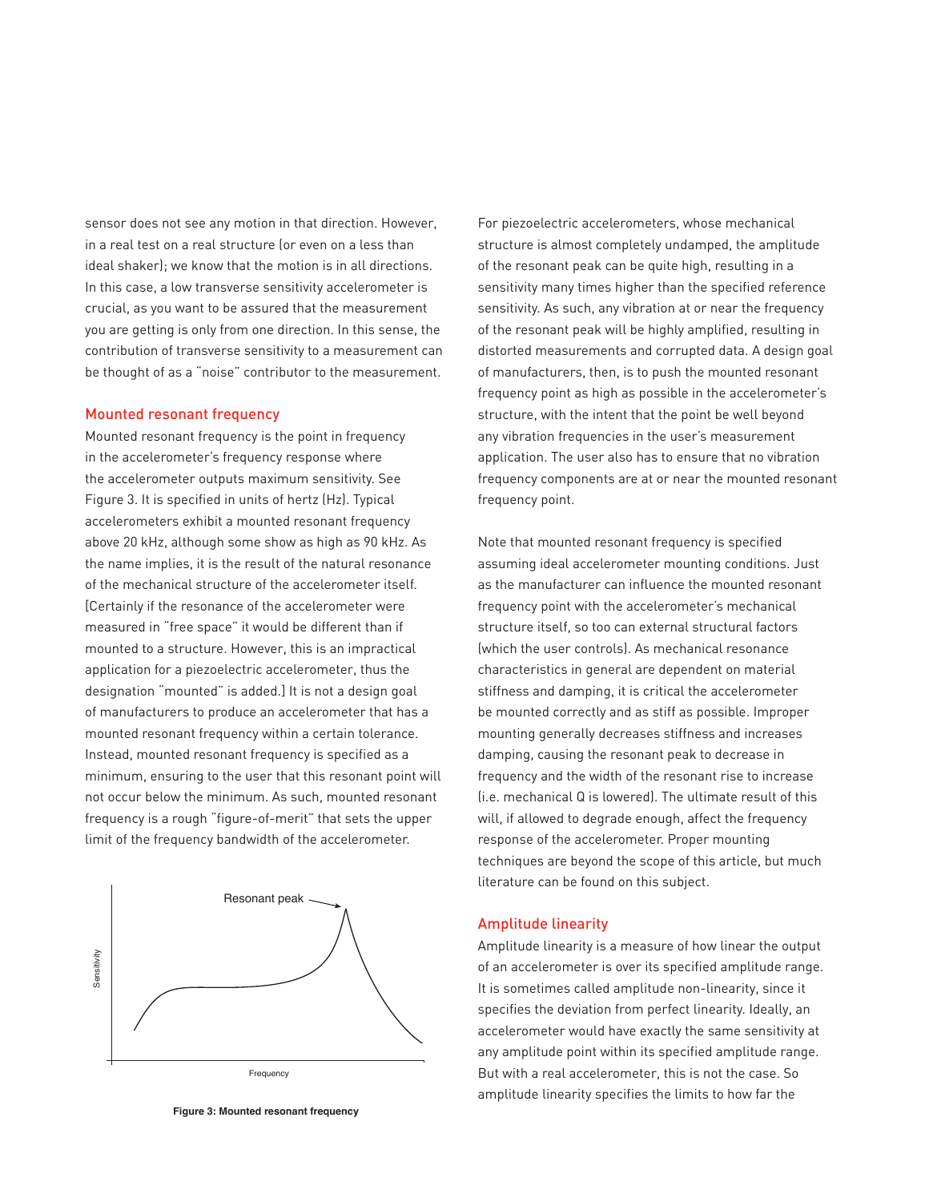sensor does not see any motion in that direction. However, in a real test on a real structure (or even on a less than ideal shaker); we know that the motion is in all directions. In this case, a low transverse sensitivity accelerometer is crucial, as you want to be assured that the measurement you are getting is only from one direction. In this sense, the contribution of transverse sensitivity to a measurement can be thought of as a "noise" contributor to the measurement.

## Mounted resonant frequency

Mounted resonant frequency is the point in frequency in the accelerometer's frequency response where the accelerometer outputs maximum sensitivity. See Figure 3. It is specified in units of hertz (Hz). Typical accelerometers exhibit a mounted resonant frequency above 20 kHz, although some show as high as 90 kHz. As the name implies, it is the result of the natural resonance of the mechanical structure of the accelerometer itself. [Certainly if the resonance of the accelerometer were measured in "free space" it would be different than if mounted to a structure. However, this is an impractical application for a piezoelectric accelerometer, thus the designation "mounted" is added.] It is not a design goal of manufacturers to produce an accelerometer that has a mounted resonant frequency within a certain tolerance. Instead, mounted resonant frequency is specified as a minimum, ensuring to the user that this resonant point will not occur below the minimum. As such, mounted resonant frequency is a rough "figure-of-merit" that sets the upper limit of the frequency bandwidth of the accelerometer.

**Figure 3: Mounted resonant frequency**

For piezoelectric accelerometers, whose mechanical structure is almost completely undamped, the amplitude of the resonant peak can be quite high, resulting in a sensitivity many times higher than the specified reference sensitivity. As such, any vibration at or near the frequency of the resonant peak will be highly amplified, resulting in distorted measurements and corrupted data. A design goal of manufacturers, then, is to push the mounted resonant frequency point as high as possible in the accelerometer's structure, with the intent that the point be well beyond any vibration frequencies in the user's measurement application. The user also has to ensure that no vibration frequency components are at or near the mounted resonant frequency point.

Note that mounted resonant frequency is specified assuming ideal accelerometer mounting conditions. Just as the manufacturer can influence the mounted resonant frequency point with the accelerometer's mechanical structure itself, so too can external structural factors (which the user controls). As mechanical resonance characteristics in general are dependent on material stiffness and damping, it is critical the accelerometer be mounted correctly and as stiff as possible. Improper mounting generally decreases stiffness and increases damping, causing the resonant peak to decrease in frequency and the width of the resonant rise to increase (i.e. mechanical Q is lowered). The ultimate result of this will, if allowed to degrade enough, affect the frequency response of the accelerometer. Proper mounting techniques are beyond the scope of this article, but much literature can be found on this subject.

## Amplitude linearity

Amplitude linearity is a measure of how linear the output of an accelerometer is over its specified amplitude range. It is sometimes called amplitude non-linearity, since it specifies the deviation from perfect linearity. Ideally, an accelerometer would have exactly the same sensitivity at any amplitude point within its specified amplitude range. But with a real accelerometer, this is not the case. So amplitude linearity specifies the limits to how far the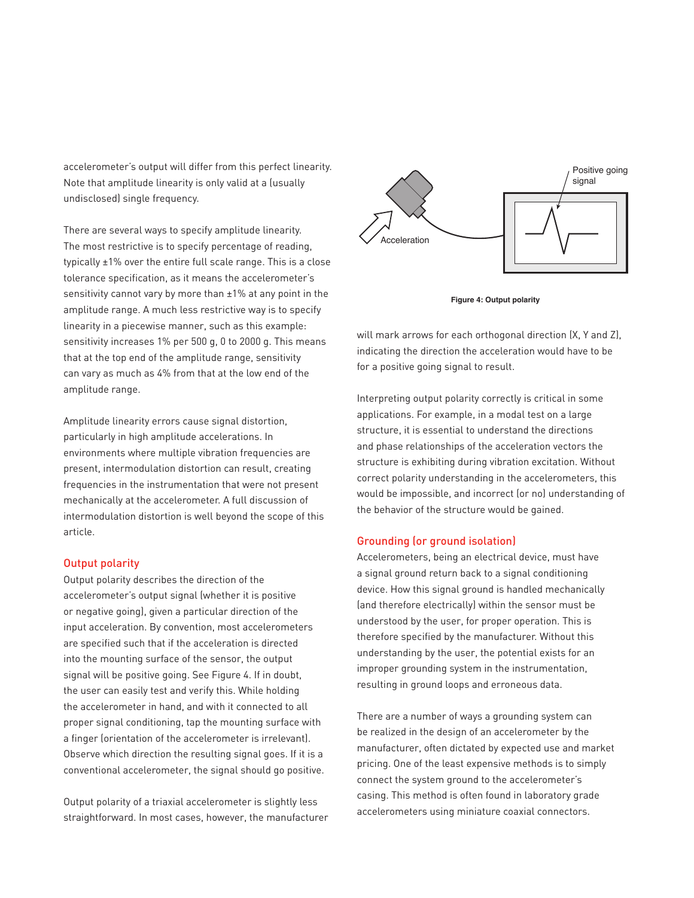accelerometer's output will differ from this perfect linearity. Note that amplitude linearity is only valid at a (usually undisclosed) single frequency.

There are several ways to specify amplitude linearity. The most restrictive is to specify percentage of reading, typically ±1% over the entire full scale range. This is a close tolerance specification, as it means the accelerometer's sensitivity cannot vary by more than ±1% at any point in the amplitude range. A much less restrictive way is to specify linearity in a piecewise manner, such as this example: sensitivity increases 1% per 500 g, 0 to 2000 g. This means that at the top end of the amplitude range, sensitivity can vary as much as 4% from that at the low end of the amplitude range.

Amplitude linearity errors cause signal distortion, particularly in high amplitude accelerations. In environments where multiple vibration frequencies are present, intermodulation distortion can result, creating frequencies in the instrumentation that were not present mechanically at the accelerometer. A full discussion of intermodulation distortion is well beyond the scope of this article.

## Output polarity

Output polarity describes the direction of the accelerometer's output signal (whether it is positive or negative going), given a particular direction of the input acceleration. By convention, most accelerometers are specified such that if the acceleration is directed into the mounting surface of the sensor, the output signal will be positive going. See Figure 4. If in doubt, the user can easily test and verify this. While holding the accelerometer in hand, and with it connected to all proper signal conditioning, tap the mounting surface with a finger (orientation of the accelerometer is irrelevant). Observe which direction the resulting signal goes. If it is a conventional accelerometer, the signal should go positive.

Output polarity of a triaxial accelerometer is slightly less straightforward. In most cases, however, the manufacturer will mark arrows for each orthogonal direction (X, Y and Z), indicating the direction the acceleration would have to be for a positive going signal to result.

Acceleration

Positive going signal

**Figure 4: Output polarity**

Interpreting output polarity correctly is critical in some applications. For example, in a modal test on a large structure, it is essential to understand the directions and phase relationships of the acceleration vectors the structure is exhibiting during vibration excitation. Without correct polarity understanding in the accelerometers, this would be impossible, and incorrect (or no) understanding of the behavior of the structure would be gained.

## Grounding (or ground isolation)

Accelerometers, being an electrical device, must have a signal ground return back to a signal conditioning device. How this signal ground is handled mechanically (and therefore electrically) within the sensor must be understood by the user, for proper operation. This is therefore specified by the manufacturer. Without this understanding by the user, the potential exists for an improper grounding system in the instrumentation, resulting in ground loops and erroneous data.

There are a number of ways a grounding system can be realized in the design of an accelerometer by the manufacturer, often dictated by expected use and market pricing. One of the least expensive methods is to simply connect the system ground to the accelerometer's casing. This method is often found in laboratory grade accelerometers using miniature coaxial connectors.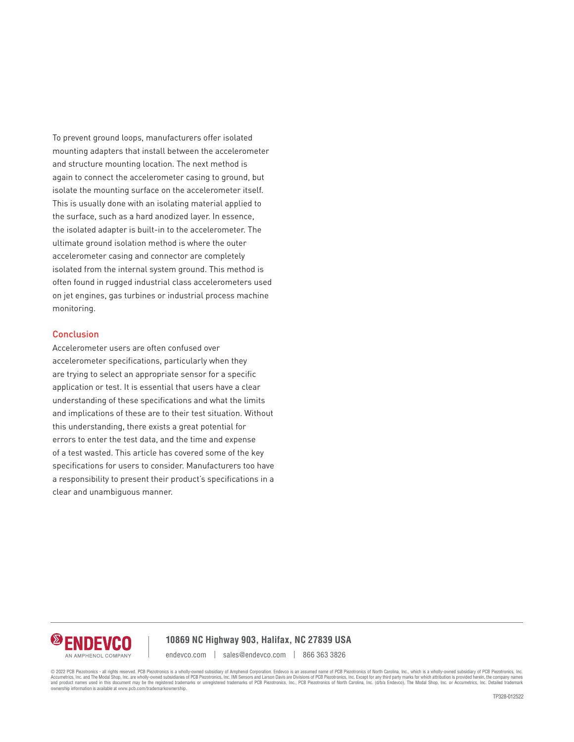To prevent ground loops, manufacturers offer isolated mounting adapters that install between the accelerometer and structure mounting location. The next method is again to connect the accelerometer casing to ground, but isolate the mounting surface on the accelerometer itself. This is usually done with an isolating material applied to the surface, such as a hard anodized layer. In essence, the isolated adapter is built-in to the accelerometer. The ultimate ground isolation method is where the outer accelerometer casing and connector are completely isolated from the internal system ground. This method is often found in rugged industrial class accelerometers used on jet engines, gas turbines or industrial process machine monitoring.

## Conclusion

Accelerometer users are often confused over accelerometer specifications, particularly when they are trying to select an appropriate sensor for a specific application or test. It is essential that users have a clear understanding of these specifications and what the limits and implications of these are to their test situation. Without this understanding, there exists a great potential for errors to enter the test data, and the time and expense of a test wasted. This article has covered some of the key specifications for users to consider. Manufacturers too have a responsibility to present their product's specifications in a clear and unambiguous manner.

ENDEVCO
AN AMPHENOL COMPANY

**10869 NC Highway 903, Halifax, NC 27839 USA**

endevco.com | sales@endevco.com | 866 363 3826

© 2022 PCB Piezotronics - all rights reserved. PCB Piezotronics is a wholly-owned subsidiary of Amphenol Corporation. Endevco is an assumed name of PCB Piezotronics of North Carolina, Inc., which is a wholly-owned subsidiary of PCB Piezotronics, Inc. Accumetrics, Inc. and The Modal Shop, Inc. are wholly-owned subsidiaries of PCB Piezotronics, Inc. IMI Sensors and Larson Davis are Divisions of PCB Piezotronics, Inc. Except for any third party marks for which attribution is provided herein, the company names and product names used in this document may be the registered trademarks or unregistered trademarks of PCB Piezotronics, Inc., PCB Piezotronics of North Carolina, Inc. (d/b/a Endevco), The Modal Shop, Inc. or Accumetrics, Inc. Detailed trademark ownership information is available at www.pcb.com/trademarkownership.

TP328-012522